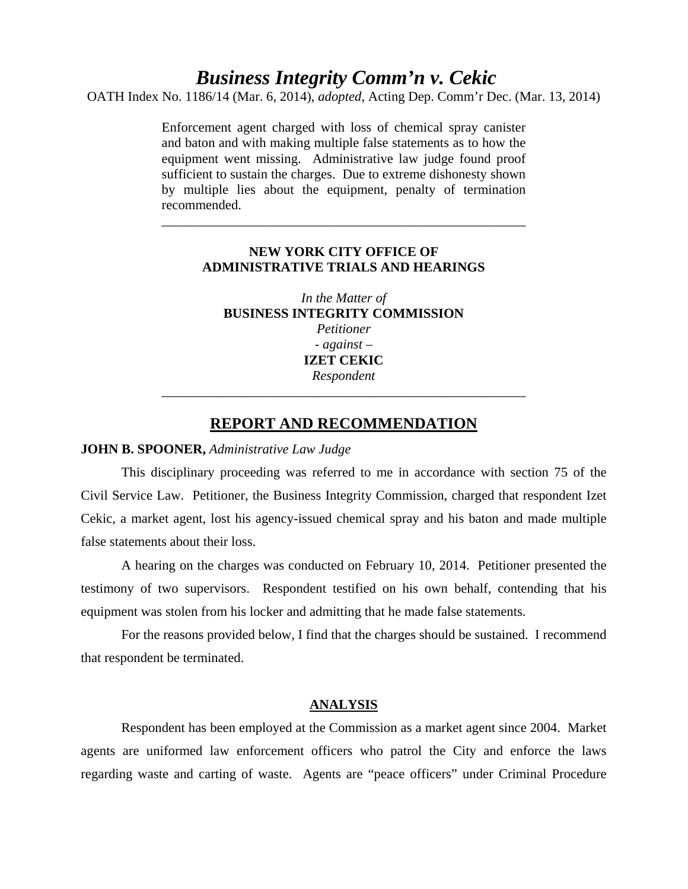# *Business Integrity Comm'n v. Cekic*

OATH Index No. 1186/14 (Mar. 6, 2014), *adopted*, Acting Dep. Comm'r Dec. (Mar. 13, 2014)

> Enforcement agent charged with loss of chemical spray canister and baton and with making multiple false statements as to how the equipment went missing. Administrative law judge found proof sufficient to sustain the charges. Due to extreme dishonesty shown by multiple lies about the equipment, penalty of termination recommended.

---

**NEW YORK CITY OFFICE OF**
**ADMINISTRATIVE TRIALS AND HEARINGS**

*In the Matter of*
**BUSINESS INTEGRITY COMMISSION**
*Petitioner*
*- against –*
**IZET CEKIC**
*Respondent*

---

## REPORT AND RECOMMENDATION

**JOHN B. SPOONER,** *Administrative Law Judge*

This disciplinary proceeding was referred to me in accordance with section 75 of the Civil Service Law. Petitioner, the Business Integrity Commission, charged that respondent Izet Cekic, a market agent, lost his agency-issued chemical spray and his baton and made multiple false statements about their loss.

A hearing on the charges was conducted on February 10, 2014. Petitioner presented the testimony of two supervisors. Respondent testified on his own behalf, contending that his equipment was stolen from his locker and admitting that he made false statements.

For the reasons provided below, I find that the charges should be sustained. I recommend that respondent be terminated.

### ANALYSIS

Respondent has been employed at the Commission as a market agent since 2004. Market agents are uniformed law enforcement officers who patrol the City and enforce the laws regarding waste and carting of waste. Agents are "peace officers" under Criminal Procedure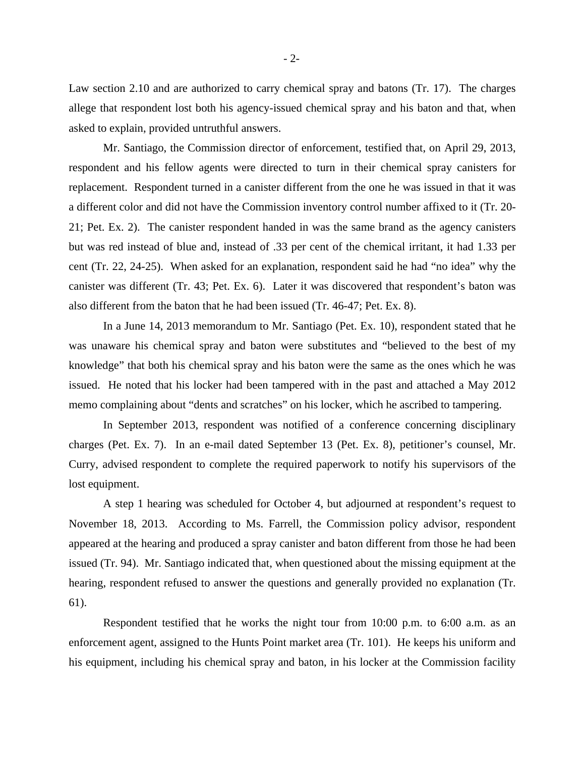Law section 2.10 and are authorized to carry chemical spray and batons (Tr. 17). The charges allege that respondent lost both his agency-issued chemical spray and his baton and that, when asked to explain, provided untruthful answers.

Mr. Santiago, the Commission director of enforcement, testified that, on April 29, 2013, respondent and his fellow agents were directed to turn in their chemical spray canisters for replacement. Respondent turned in a canister different from the one he was issued in that it was a different color and did not have the Commission inventory control number affixed to it (Tr. 20-21; Pet. Ex. 2). The canister respondent handed in was the same brand as the agency canisters but was red instead of blue and, instead of .33 per cent of the chemical irritant, it had 1.33 per cent (Tr. 22, 24-25). When asked for an explanation, respondent said he had "no idea" why the canister was different (Tr. 43; Pet. Ex. 6). Later it was discovered that respondent's baton was also different from the baton that he had been issued (Tr. 46-47; Pet. Ex. 8).

In a June 14, 2013 memorandum to Mr. Santiago (Pet. Ex. 10), respondent stated that he was unaware his chemical spray and baton were substitutes and "believed to the best of my knowledge" that both his chemical spray and his baton were the same as the ones which he was issued. He noted that his locker had been tampered with in the past and attached a May 2012 memo complaining about "dents and scratches" on his locker, which he ascribed to tampering.

In September 2013, respondent was notified of a conference concerning disciplinary charges (Pet. Ex. 7). In an e-mail dated September 13 (Pet. Ex. 8), petitioner's counsel, Mr. Curry, advised respondent to complete the required paperwork to notify his supervisors of the lost equipment.

A step 1 hearing was scheduled for October 4, but adjourned at respondent's request to November 18, 2013. According to Ms. Farrell, the Commission policy advisor, respondent appeared at the hearing and produced a spray canister and baton different from those he had been issued (Tr. 94). Mr. Santiago indicated that, when questioned about the missing equipment at the hearing, respondent refused to answer the questions and generally provided no explanation (Tr. 61).

Respondent testified that he works the night tour from 10:00 p.m. to 6:00 a.m. as an enforcement agent, assigned to the Hunts Point market area (Tr. 101). He keeps his uniform and his equipment, including his chemical spray and baton, in his locker at the Commission facility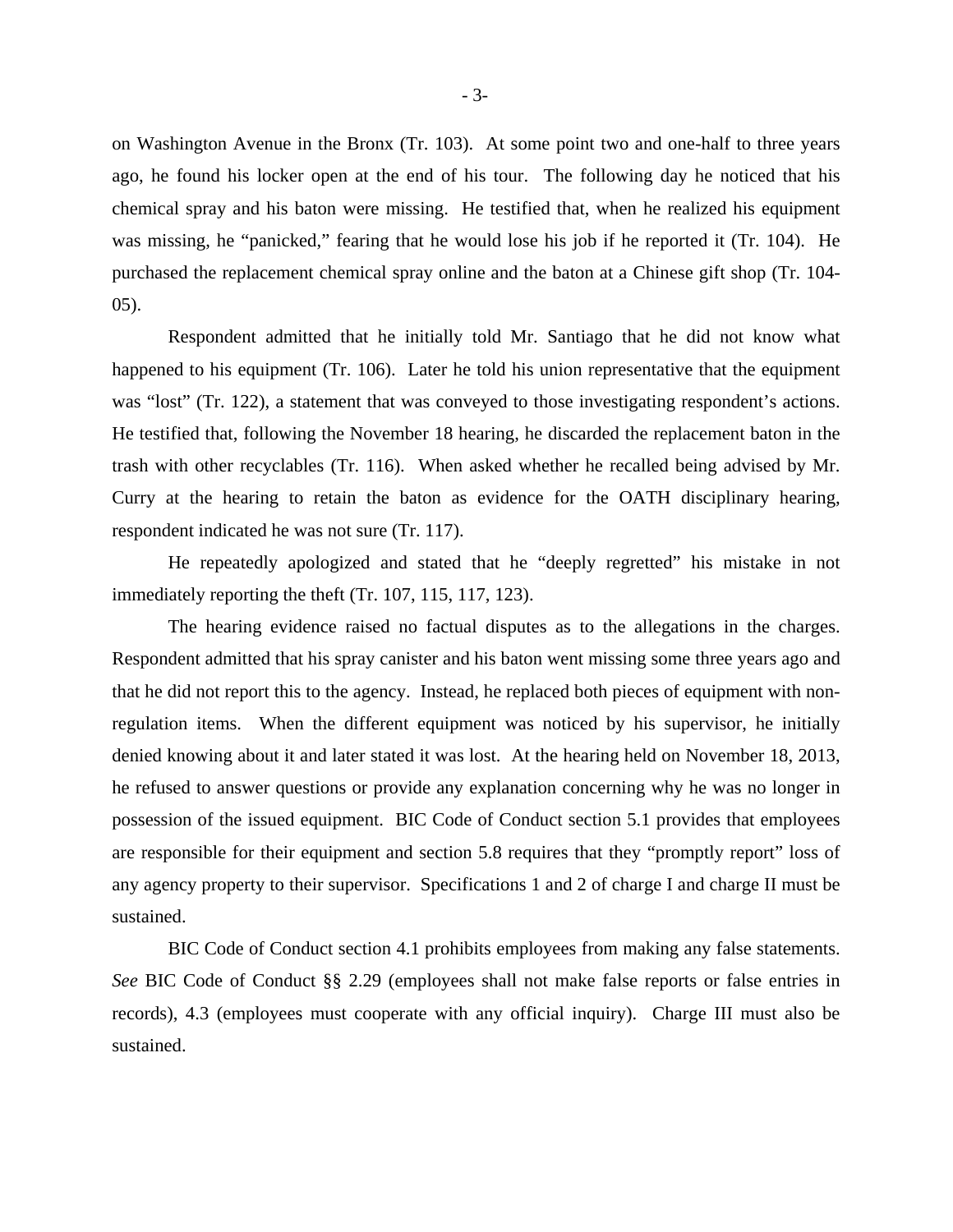on Washington Avenue in the Bronx (Tr. 103). At some point two and one-half to three years ago, he found his locker open at the end of his tour. The following day he noticed that his chemical spray and his baton were missing. He testified that, when he realized his equipment was missing, he "panicked," fearing that he would lose his job if he reported it (Tr. 104). He purchased the replacement chemical spray online and the baton at a Chinese gift shop (Tr. 104-05).

Respondent admitted that he initially told Mr. Santiago that he did not know what happened to his equipment (Tr. 106). Later he told his union representative that the equipment was "lost" (Tr. 122), a statement that was conveyed to those investigating respondent's actions. He testified that, following the November 18 hearing, he discarded the replacement baton in the trash with other recyclables (Tr. 116). When asked whether he recalled being advised by Mr. Curry at the hearing to retain the baton as evidence for the OATH disciplinary hearing, respondent indicated he was not sure (Tr. 117).

He repeatedly apologized and stated that he "deeply regretted" his mistake in not immediately reporting the theft (Tr. 107, 115, 117, 123).

The hearing evidence raised no factual disputes as to the allegations in the charges. Respondent admitted that his spray canister and his baton went missing some three years ago and that he did not report this to the agency. Instead, he replaced both pieces of equipment with non-regulation items. When the different equipment was noticed by his supervisor, he initially denied knowing about it and later stated it was lost. At the hearing held on November 18, 2013, he refused to answer questions or provide any explanation concerning why he was no longer in possession of the issued equipment. BIC Code of Conduct section 5.1 provides that employees are responsible for their equipment and section 5.8 requires that they "promptly report" loss of any agency property to their supervisor. Specifications 1 and 2 of charge I and charge II must be sustained.

BIC Code of Conduct section 4.1 prohibits employees from making any false statements. *See* BIC Code of Conduct §§ 2.29 (employees shall not make false reports or false entries in records), 4.3 (employees must cooperate with any official inquiry). Charge III must also be sustained.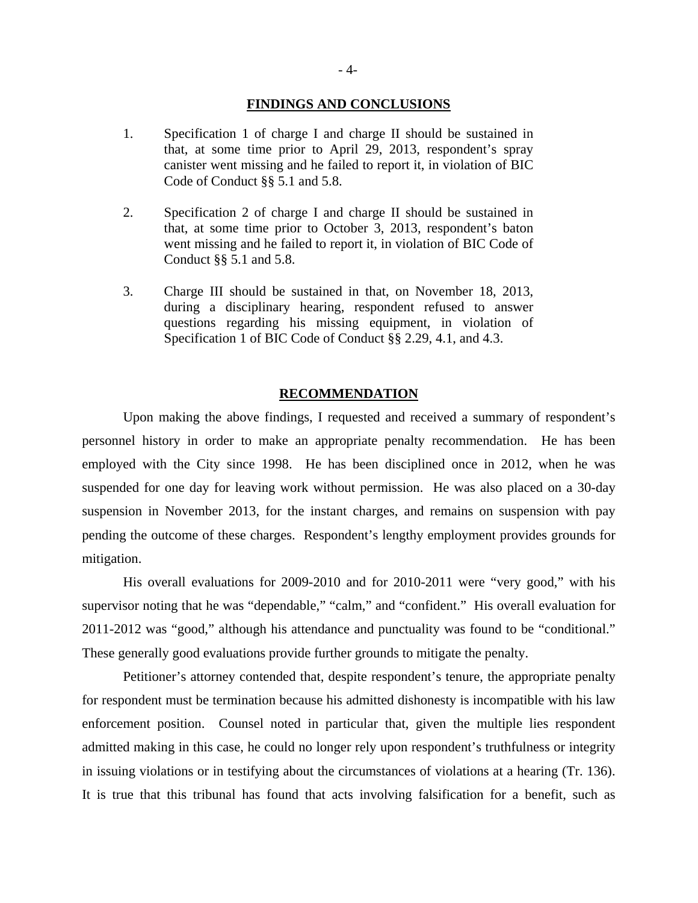## FINDINGS AND CONCLUSIONS

1. Specification 1 of charge I and charge II should be sustained in that, at some time prior to April 29, 2013, respondent's spray canister went missing and he failed to report it, in violation of BIC Code of Conduct §§ 5.1 and 5.8.

2. Specification 2 of charge I and charge II should be sustained in that, at some time prior to October 3, 2013, respondent's baton went missing and he failed to report it, in violation of BIC Code of Conduct §§ 5.1 and 5.8.

3. Charge III should be sustained in that, on November 18, 2013, during a disciplinary hearing, respondent refused to answer questions regarding his missing equipment, in violation of Specification 1 of BIC Code of Conduct §§ 2.29, 4.1, and 4.3.

## RECOMMENDATION

Upon making the above findings, I requested and received a summary of respondent's personnel history in order to make an appropriate penalty recommendation. He has been employed with the City since 1998. He has been disciplined once in 2012, when he was suspended for one day for leaving work without permission. He was also placed on a 30-day suspension in November 2013, for the instant charges, and remains on suspension with pay pending the outcome of these charges. Respondent's lengthy employment provides grounds for mitigation.

His overall evaluations for 2009-2010 and for 2010-2011 were "very good," with his supervisor noting that he was "dependable," "calm," and "confident." His overall evaluation for 2011-2012 was "good," although his attendance and punctuality was found to be "conditional." These generally good evaluations provide further grounds to mitigate the penalty.

Petitioner's attorney contended that, despite respondent's tenure, the appropriate penalty for respondent must be termination because his admitted dishonesty is incompatible with his law enforcement position. Counsel noted in particular that, given the multiple lies respondent admitted making in this case, he could no longer rely upon respondent's truthfulness or integrity in issuing violations or in testifying about the circumstances of violations at a hearing (Tr. 136). It is true that this tribunal has found that acts involving falsification for a benefit, such as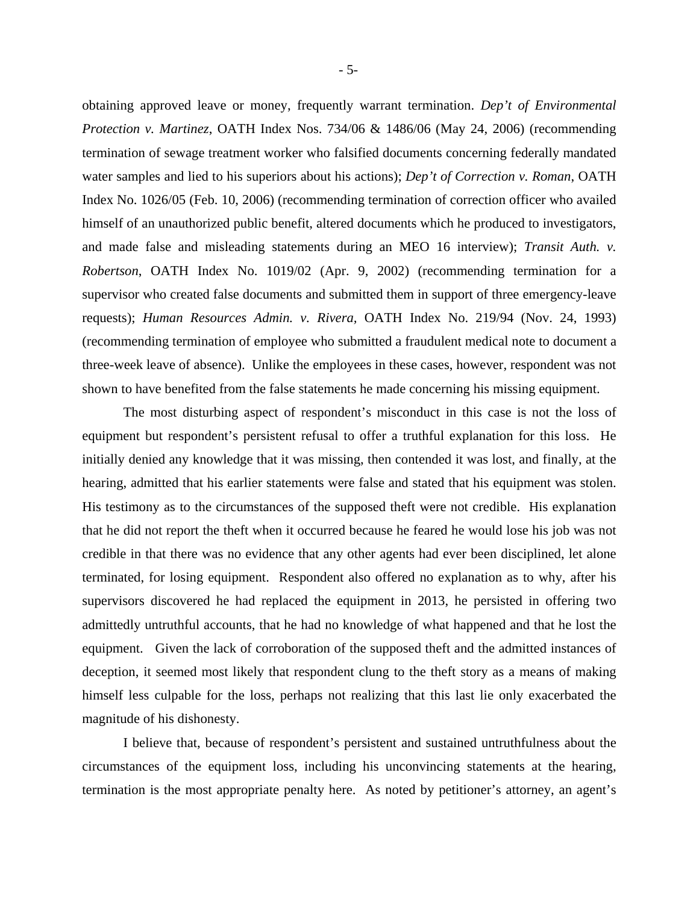obtaining approved leave or money, frequently warrant termination. *Dep't of Environmental Protection v. Martinez*, OATH Index Nos. 734/06 & 1486/06 (May 24, 2006) (recommending termination of sewage treatment worker who falsified documents concerning federally mandated water samples and lied to his superiors about his actions); *Dep't of Correction v. Roman*, OATH Index No. 1026/05 (Feb. 10, 2006) (recommending termination of correction officer who availed himself of an unauthorized public benefit, altered documents which he produced to investigators, and made false and misleading statements during an MEO 16 interview); *Transit Auth. v. Robertson*, OATH Index No. 1019/02 (Apr. 9, 2002) (recommending termination for a supervisor who created false documents and submitted them in support of three emergency-leave requests); *Human Resources Admin. v. Rivera*, OATH Index No. 219/94 (Nov. 24, 1993) (recommending termination of employee who submitted a fraudulent medical note to document a three-week leave of absence). Unlike the employees in these cases, however, respondent was not shown to have benefited from the false statements he made concerning his missing equipment.

The most disturbing aspect of respondent's misconduct in this case is not the loss of equipment but respondent's persistent refusal to offer a truthful explanation for this loss. He initially denied any knowledge that it was missing, then contended it was lost, and finally, at the hearing, admitted that his earlier statements were false and stated that his equipment was stolen. His testimony as to the circumstances of the supposed theft were not credible. His explanation that he did not report the theft when it occurred because he feared he would lose his job was not credible in that there was no evidence that any other agents had ever been disciplined, let alone terminated, for losing equipment. Respondent also offered no explanation as to why, after his supervisors discovered he had replaced the equipment in 2013, he persisted in offering two admittedly untruthful accounts, that he had no knowledge of what happened and that he lost the equipment. Given the lack of corroboration of the supposed theft and the admitted instances of deception, it seemed most likely that respondent clung to the theft story as a means of making himself less culpable for the loss, perhaps not realizing that this last lie only exacerbated the magnitude of his dishonesty.

I believe that, because of respondent's persistent and sustained untruthfulness about the circumstances of the equipment loss, including his unconvincing statements at the hearing, termination is the most appropriate penalty here. As noted by petitioner's attorney, an agent's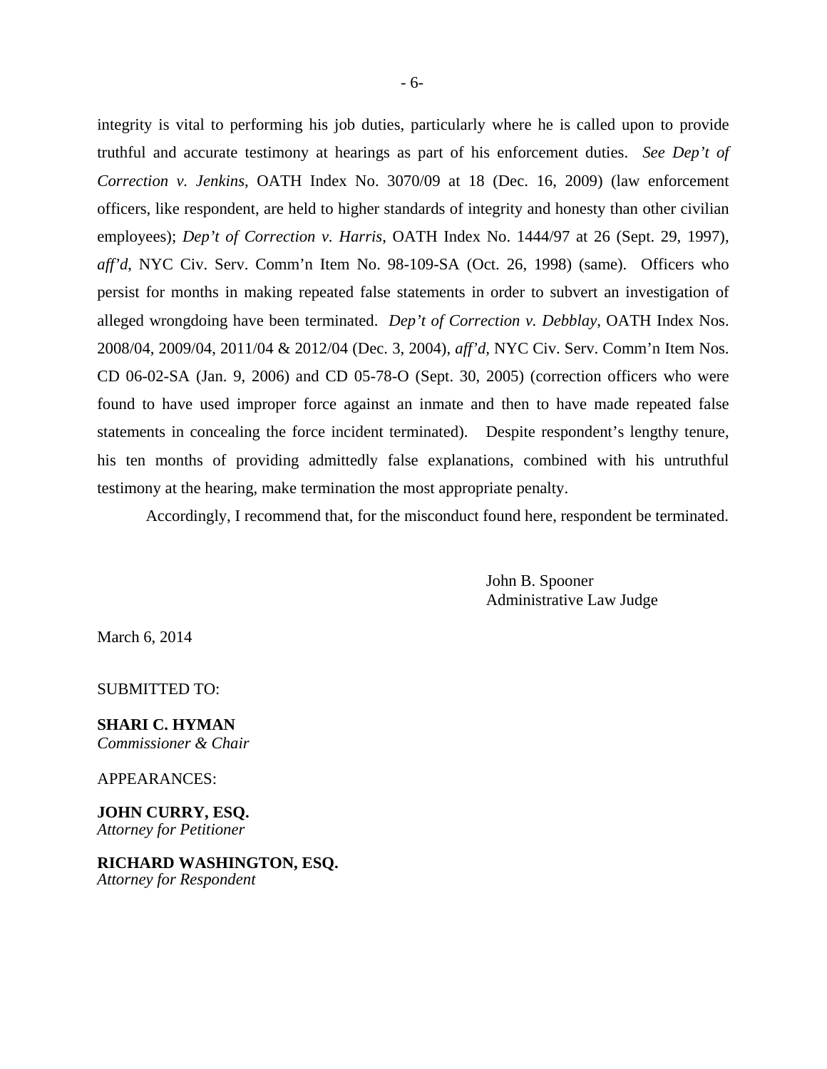integrity is vital to performing his job duties, particularly where he is called upon to provide truthful and accurate testimony at hearings as part of his enforcement duties. *See Dep't of Correction v. Jenkins*, OATH Index No. 3070/09 at 18 (Dec. 16, 2009) (law enforcement officers, like respondent, are held to higher standards of integrity and honesty than other civilian employees); *Dep't of Correction v. Harris*, OATH Index No. 1444/97 at 26 (Sept. 29, 1997), *aff'd*, NYC Civ. Serv. Comm'n Item No. 98-109-SA (Oct. 26, 1998) (same). Officers who persist for months in making repeated false statements in order to subvert an investigation of alleged wrongdoing have been terminated. *Dep't of Correction v. Debblay*, OATH Index Nos. 2008/04, 2009/04, 2011/04 & 2012/04 (Dec. 3, 2004), *aff'd*, NYC Civ. Serv. Comm'n Item Nos. CD 06-02-SA (Jan. 9, 2006) and CD 05-78-O (Sept. 30, 2005) (correction officers who were found to have used improper force against an inmate and then to have made repeated false statements in concealing the force incident terminated). Despite respondent's lengthy tenure, his ten months of providing admittedly false explanations, combined with his untruthful testimony at the hearing, make termination the most appropriate penalty.

Accordingly, I recommend that, for the misconduct found here, respondent be terminated.

John B. Spooner
Administrative Law Judge

March 6, 2014

SUBMITTED TO:

**SHARI C. HYMAN**
*Commissioner & Chair*

APPEARANCES:

**JOHN CURRY, ESQ.**
*Attorney for Petitioner*

**RICHARD WASHINGTON, ESQ.**
*Attorney for Respondent*